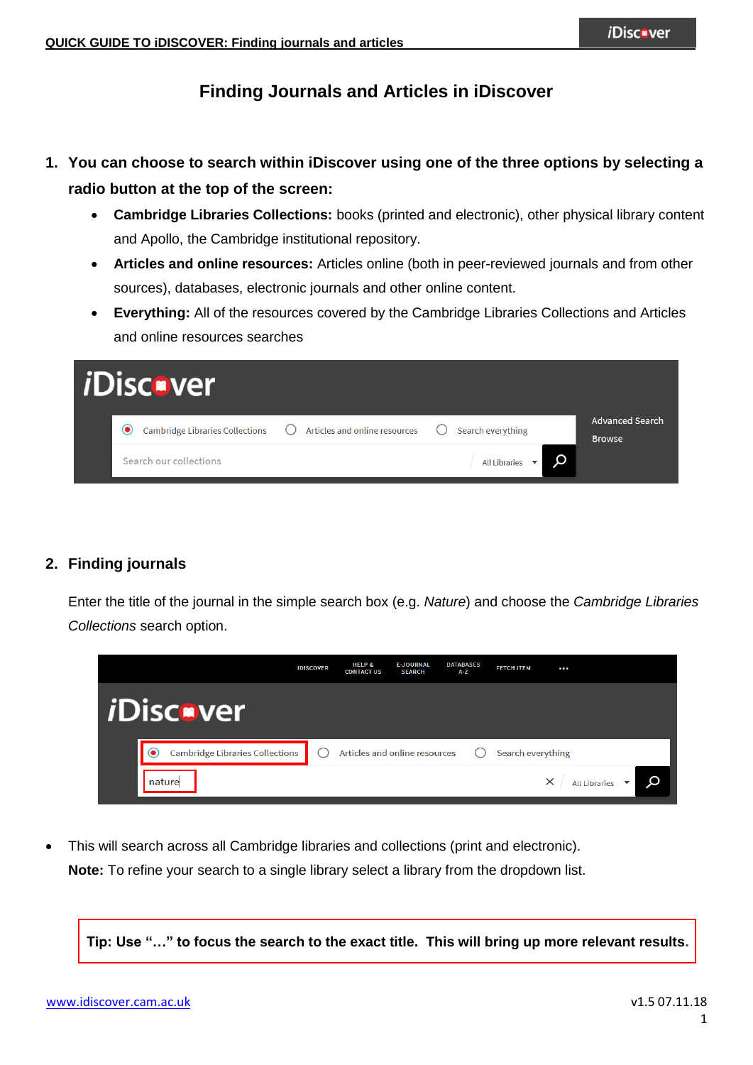# Finding Journals and Articles in iDiscover

1. **You can choose to search within iDiscover using one of the three options by selecting a radio button at the top of the screen:**
   - **Cambridge Libraries Collections:** books (printed and electronic), other physical library content and Apollo, the Cambridge institutional repository.
   - **Articles and online resources:** Articles online (both in peer-reviewed journals and from other sources), databases, electronic journals and other online content.
   - **Everything:** All of the resources covered by the Cambridge Libraries Collections and Articles and online resources searches

2. **Finding journals**

   Enter the title of the journal in the simple search box (e.g. *Nature*) and choose the *Cambridge Libraries Collections* search option.

- This will search across all Cambridge libraries and collections (print and electronic).
  **Note:** To refine your search to a single library select a library from the dropdown list.

**Tip: Use "…" to focus the search to the exact title. This will bring up more relevant results.**

www.idiscover.cam.ac.uk

v1.5 07.11.18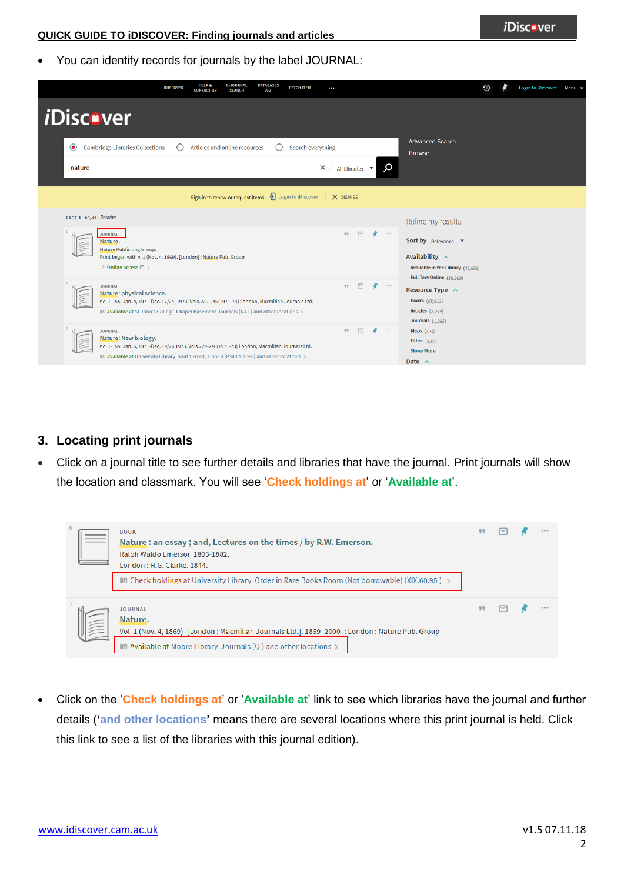- You can identify records for journals by the label JOURNAL:

## 3. Locating print journals

- Click on a journal title to see further details and libraries that have the journal. Print journals will show the location and classmark. You will see '**Check holdings at**' or '**Available at**'.

- Click on the '**Check holdings at**' or '**Available at**' link to see which libraries have the journal and further details ('**and other locations**' means there are several locations where this print journal is held. Click this link to see a list of the libraries with this journal edition).

www.idiscover.cam.ac.uk

v1.5 07.11.18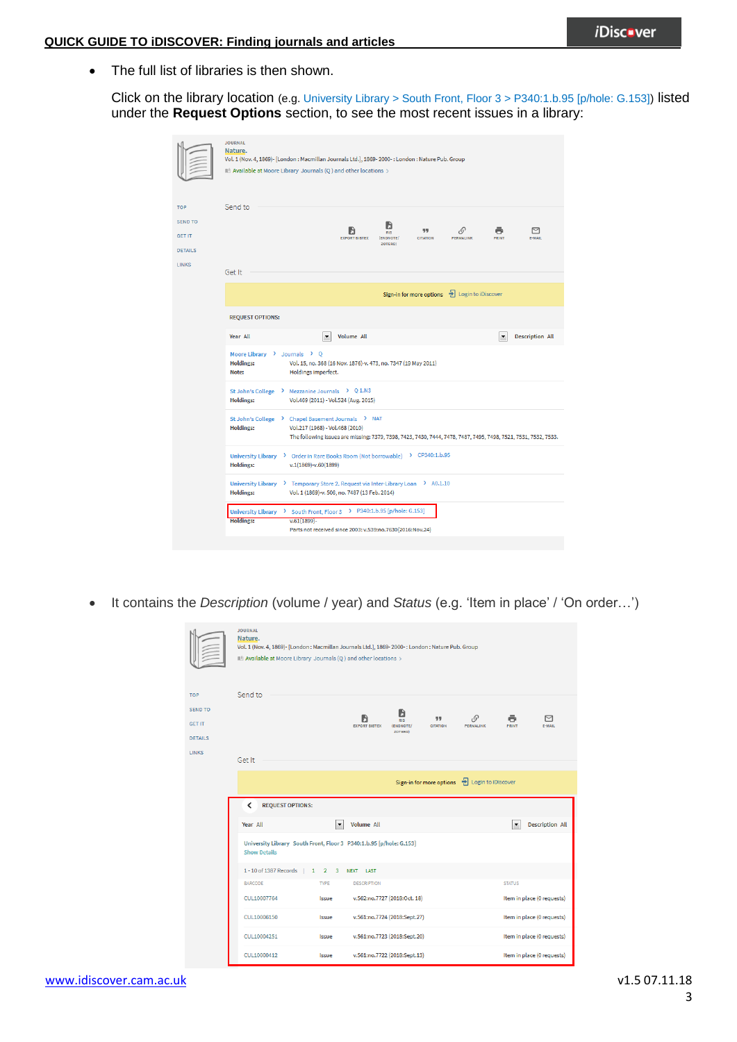- The full list of libraries is then shown.

  Click on the library location (e.g. University Library > South Front, Floor 3 > P340:1.b.95 [p/hole: G.153]) listed under the **Request Options** section, to see the most recent issues in a library:

- It contains the *Description* (volume / year) and *Status* (e.g. 'Item in place' / 'On order…')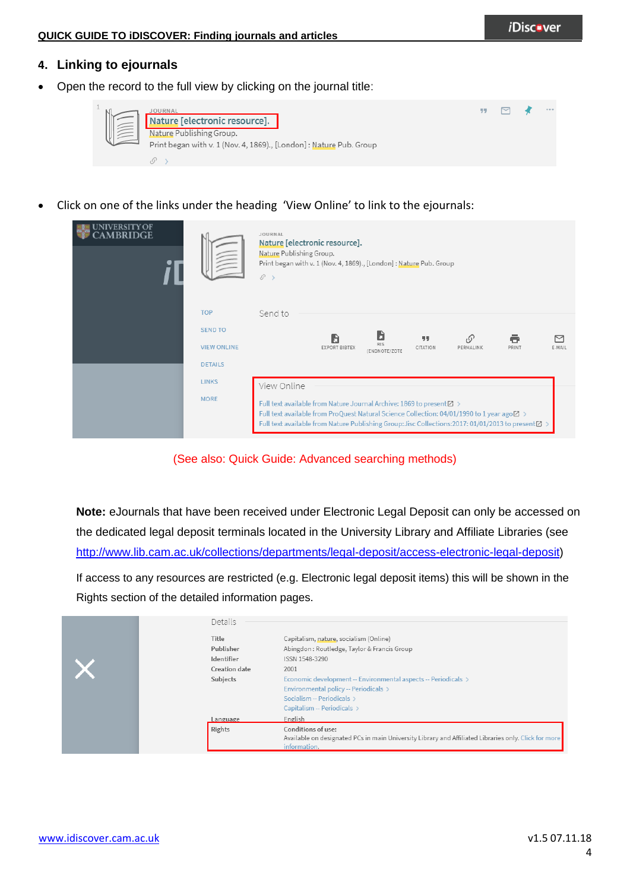## 4. Linking to ejournals

- Open the record to the full view by clicking on the journal title:

- Click on one of the links under the heading 'View Online' to link to the ejournals:

(See also: Quick Guide: Advanced searching methods)

**Note:** eJournals that have been received under Electronic Legal Deposit can only be accessed on the dedicated legal deposit terminals located in the University Library and Affiliate Libraries (see http://www.lib.cam.ac.uk/collections/departments/legal-deposit/access-electronic-legal-deposit)

If access to any resources are restricted (e.g. Electronic legal deposit items) this will be shown in the Rights section of the detailed information pages.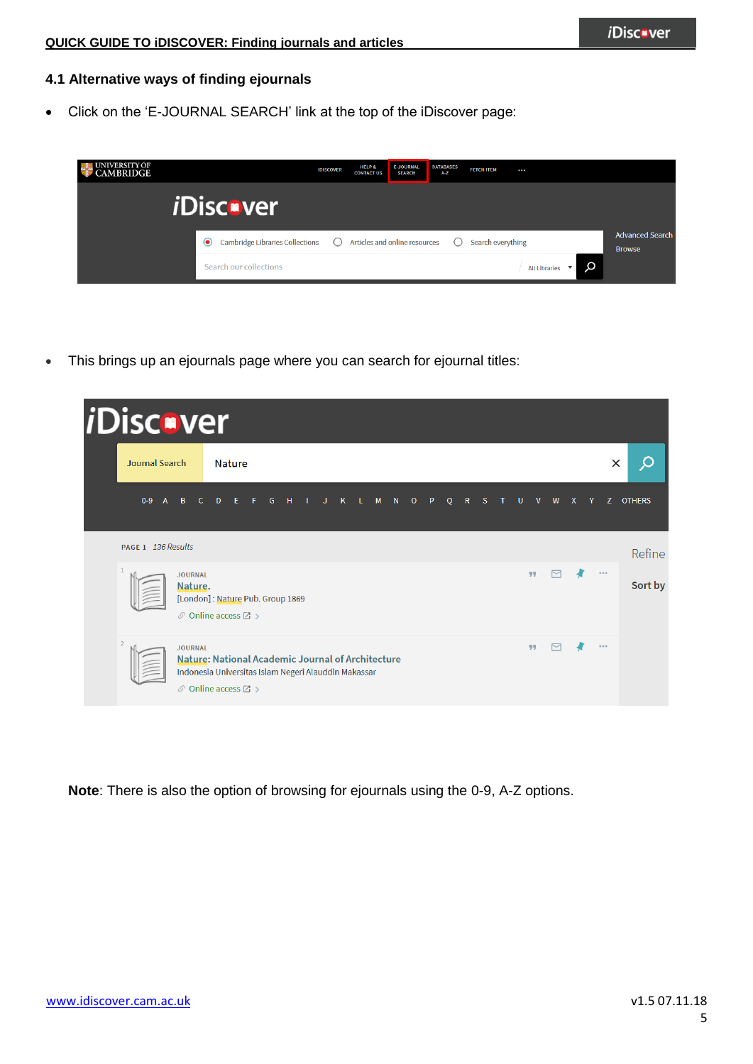### 4.1 Alternative ways of finding ejournals

- Click on the 'E-JOURNAL SEARCH' link at the top of the iDiscover page:

- This brings up an ejournals page where you can search for ejournal titles:

**Note**: There is also the option of browsing for ejournals using the 0-9, A-Z options.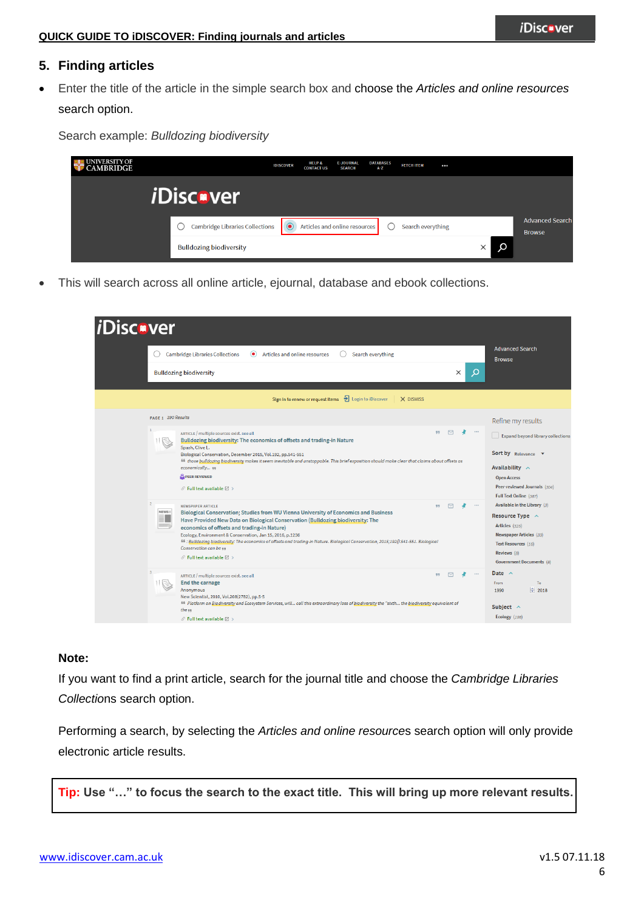## 5. Finding articles

- Enter the title of the article in the simple search box and choose the *Articles and online resources* search option.

  Search example: *Bulldozing biodiversity*

- This will search across all online article, ejournal, database and ebook collections.

**Note:**

If you want to find a print article, search for the journal title and choose the *Cambridge Libraries Collection*s search option.

Performing a search, by selecting the *Articles and online resource*s search option will only provide electronic article results.

**Tip: Use "…" to focus the search to the exact title. This will bring up more relevant results.**

www.idiscover.cam.ac.uk

v1.5 07.11.18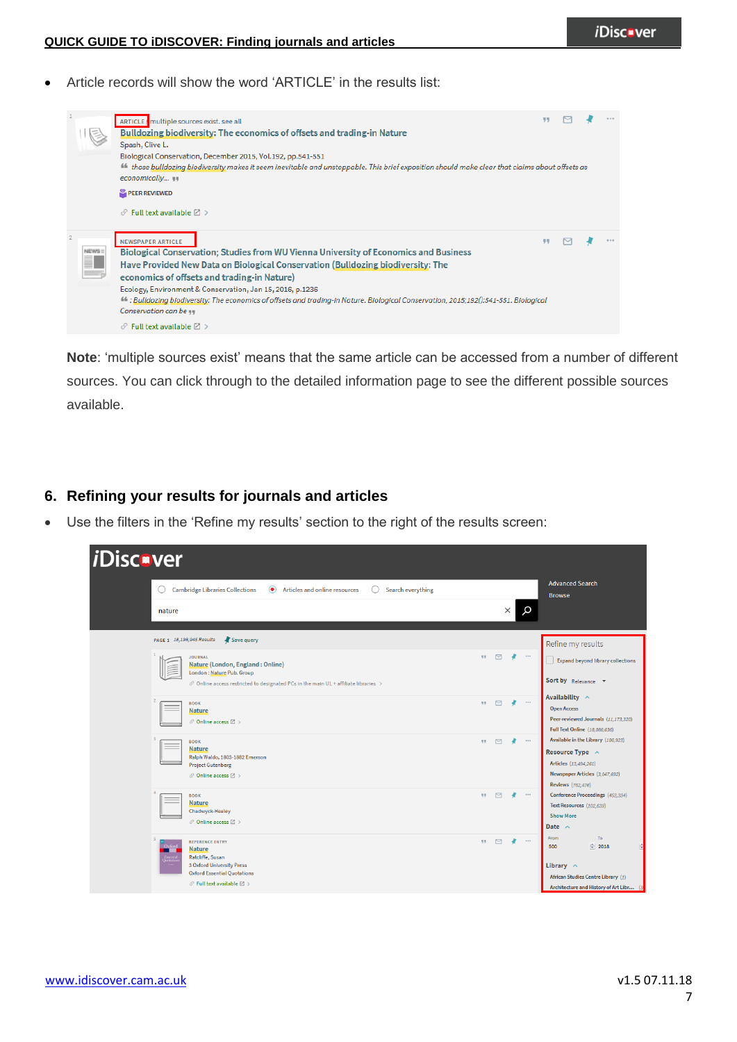- Article records will show the word 'ARTICLE' in the results list:

**Note**: 'multiple sources exist' means that the same article can be accessed from a number of different sources. You can click through to the detailed information page to see the different possible sources available.

## 6. Refining your results for journals and articles

- Use the filters in the 'Refine my results' section to the right of the results screen: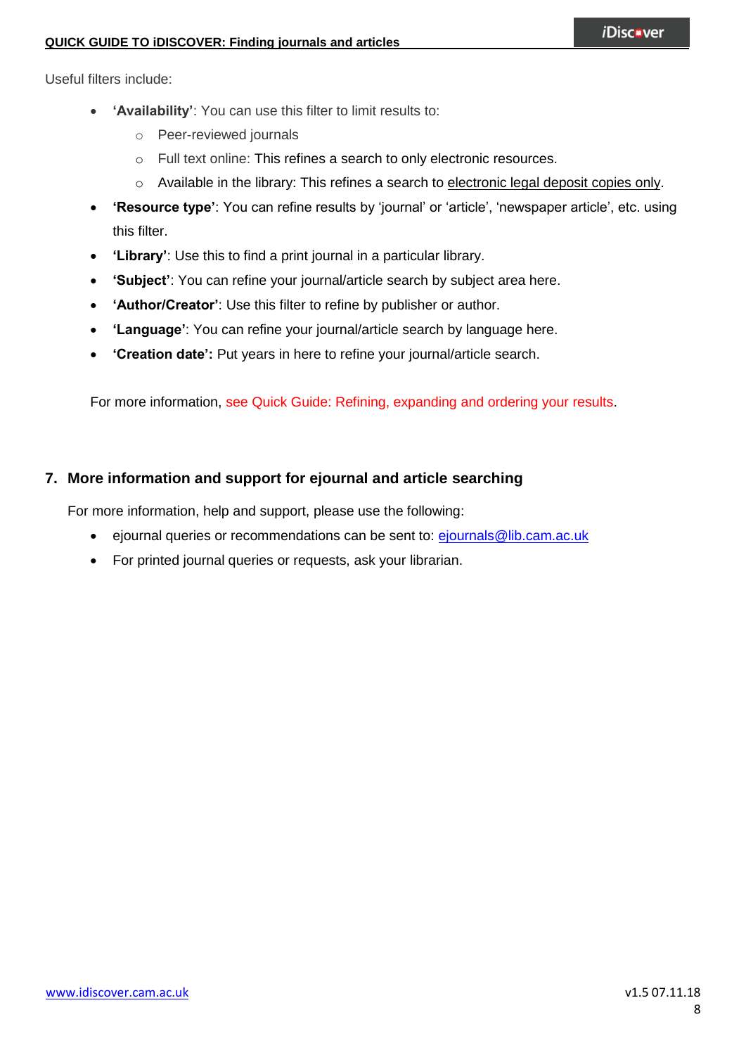Useful filters include:

- **'Availability'**: You can use this filter to limit results to:
    - Peer-reviewed journals
    - Full text online: This refines a search to only electronic resources.
    - Available in the library: This refines a search to electronic legal deposit copies only.
- **'Resource type'**: You can refine results by 'journal' or 'article', 'newspaper article', etc. using this filter.
- **'Library'**: Use this to find a print journal in a particular library.
- **'Subject'**: You can refine your journal/article search by subject area here.
- **'Author/Creator'**: Use this filter to refine by publisher or author.
- **'Language'**: You can refine your journal/article search by language here.
- **'Creation date':** Put years in here to refine your journal/article search.

For more information, see Quick Guide: Refining, expanding and ordering your results.

## 7. More information and support for ejournal and article searching

For more information, help and support, please use the following:

- ejournal queries or recommendations can be sent to: ejournals@lib.cam.ac.uk
- For printed journal queries or requests, ask your librarian.

www.idiscover.cam.ac.uk

v1.5 07.11.18